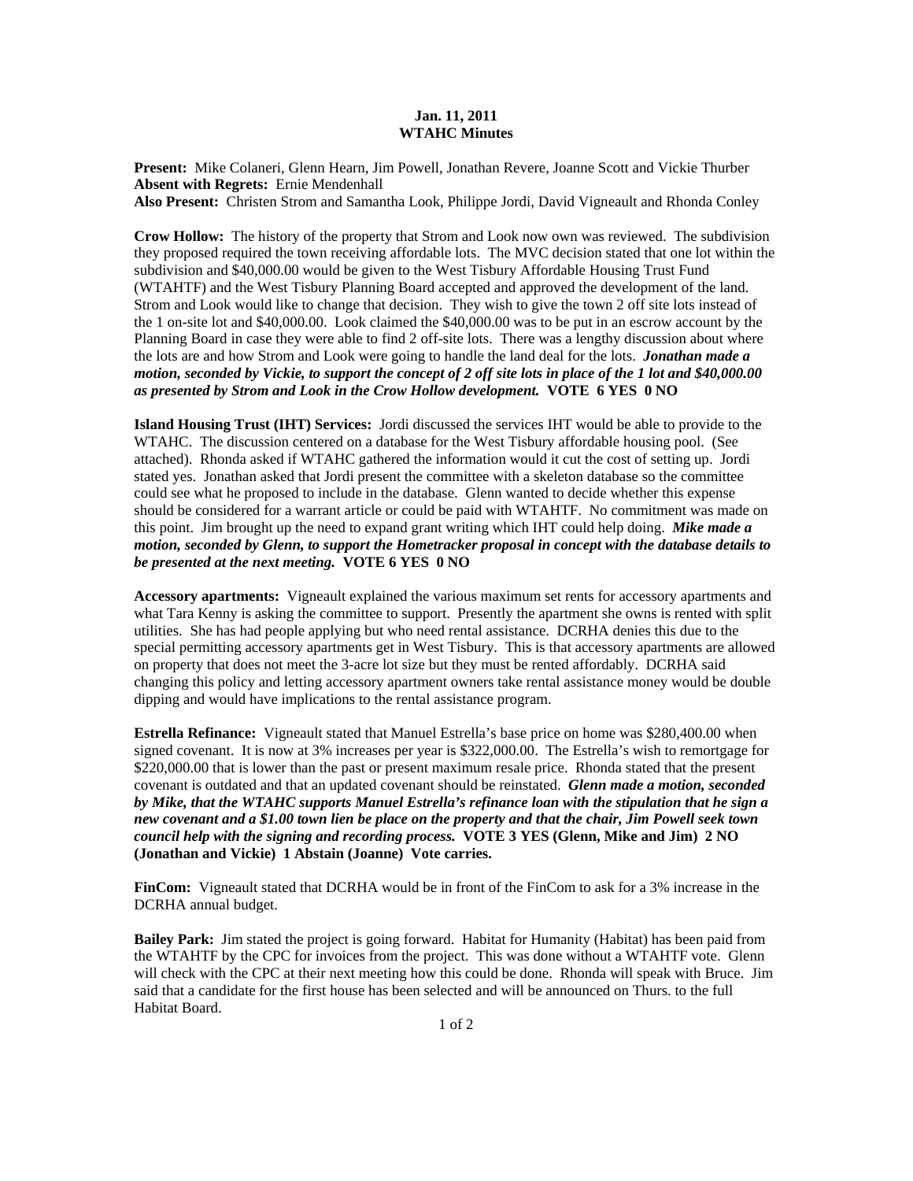**Jan. 11, 2011**
**WTAHC Minutes**

**Present:** Mike Colaneri, Glenn Hearn, Jim Powell, Jonathan Revere, Joanne Scott and Vickie Thurber
**Absent with Regrets:** Ernie Mendenhall
**Also Present:** Christen Strom and Samantha Look, Philippe Jordi, David Vigneault and Rhonda Conley

**Crow Hollow:** The history of the property that Strom and Look now own was reviewed. The subdivision they proposed required the town receiving affordable lots. The MVC decision stated that one lot within the subdivision and $40,000.00 would be given to the West Tisbury Affordable Housing Trust Fund (WTAHTF) and the West Tisbury Planning Board accepted and approved the development of the land. Strom and Look would like to change that decision. They wish to give the town 2 off site lots instead of the 1 on-site lot and $40,000.00. Look claimed the $40,000.00 was to be put in an escrow account by the Planning Board in case they were able to find 2 off-site lots. There was a lengthy discussion about where the lots are and how Strom and Look were going to handle the land deal for the lots. ***Jonathan made a motion, seconded by Vickie, to support the concept of 2 off site lots in place of the 1 lot and $40,000.00 as presented by Strom and Look in the Crow Hollow development.*** **VOTE 6 YES 0 NO**

**Island Housing Trust (IHT) Services:** Jordi discussed the services IHT would be able to provide to the WTAHC. The discussion centered on a database for the West Tisbury affordable housing pool. (See attached). Rhonda asked if WTAHC gathered the information would it cut the cost of setting up. Jordi stated yes. Jonathan asked that Jordi present the committee with a skeleton database so the committee could see what he proposed to include in the database. Glenn wanted to decide whether this expense should be considered for a warrant article or could be paid with WTAHTF. No commitment was made on this point. Jim brought up the need to expand grant writing which IHT could help doing. ***Mike made a motion, seconded by Glenn, to support the Hometracker proposal in concept with the database details to be presented at the next meeting.*** **VOTE 6 YES 0 NO**

**Accessory apartments:** Vigneault explained the various maximum set rents for accessory apartments and what Tara Kenny is asking the committee to support. Presently the apartment she owns is rented with split utilities. She has had people applying but who need rental assistance. DCRHA denies this due to the special permitting accessory apartments get in West Tisbury. This is that accessory apartments are allowed on property that does not meet the 3-acre lot size but they must be rented affordably. DCRHA said changing this policy and letting accessory apartment owners take rental assistance money would be double dipping and would have implications to the rental assistance program.

**Estrella Refinance:** Vigneault stated that Manuel Estrella's base price on home was $280,400.00 when signed covenant. It is now at 3% increases per year is $322,000.00. The Estrella's wish to remortgage for $220,000.00 that is lower than the past or present maximum resale price. Rhonda stated that the present covenant is outdated and that an updated covenant should be reinstated. ***Glenn made a motion, seconded by Mike, that the WTAHC supports Manuel Estrella's refinance loan with the stipulation that he sign a new covenant and a $1.00 town lien be place on the property and that the chair, Jim Powell seek town council help with the signing and recording process.*** **VOTE 3 YES (Glenn, Mike and Jim) 2 NO (Jonathan and Vickie) 1 Abstain (Joanne) Vote carries.**

**FinCom:** Vigneault stated that DCRHA would be in front of the FinCom to ask for a 3% increase in the DCRHA annual budget.

**Bailey Park:** Jim stated the project is going forward. Habitat for Humanity (Habitat) has been paid from the WTAHTF by the CPC for invoices from the project. This was done without a WTAHTF vote. Glenn will check with the CPC at their next meeting how this could be done. Rhonda will speak with Bruce. Jim said that a candidate for the first house has been selected and will be announced on Thurs. to the full Habitat Board.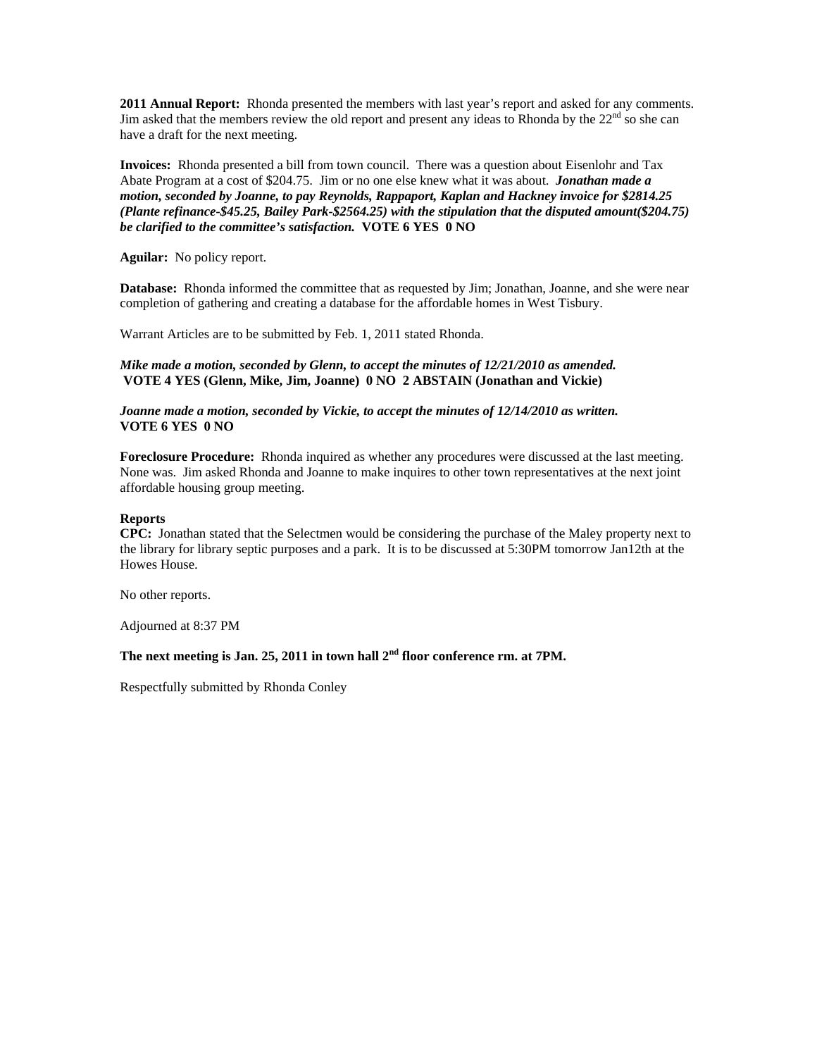**2011 Annual Report:** Rhonda presented the members with last year's report and asked for any comments. Jim asked that the members review the old report and present any ideas to Rhonda by the 22nd so she can have a draft for the next meeting.

**Invoices:** Rhonda presented a bill from town council. There was a question about Eisenlohr and Tax Abate Program at a cost of $204.75. Jim or no one else knew what it was about. ***Jonathan made a motion, seconded by Joanne, to pay Reynolds, Rappaport, Kaplan and Hackney invoice for $2814.25 (Plante refinance-$45.25, Bailey Park-$2564.25) with the stipulation that the disputed amount($204.75) be clarified to the committee's satisfaction.*** **VOTE 6 YES 0 NO**

**Aguilar:** No policy report.

**Database:** Rhonda informed the committee that as requested by Jim; Jonathan, Joanne, and she were near completion of gathering and creating a database for the affordable homes in West Tisbury.

Warrant Articles are to be submitted by Feb. 1, 2011 stated Rhonda.

***Mike made a motion, seconded by Glenn, to accept the minutes of 12/21/2010 as amended.***
**VOTE 4 YES (Glenn, Mike, Jim, Joanne) 0 NO 2 ABSTAIN (Jonathan and Vickie)**

***Joanne made a motion, seconded by Vickie, to accept the minutes of 12/14/2010 as written.***
**VOTE 6 YES 0 NO**

**Foreclosure Procedure:** Rhonda inquired as whether any procedures were discussed at the last meeting. None was. Jim asked Rhonda and Joanne to make inquires to other town representatives at the next joint affordable housing group meeting.

**Reports**
**CPC:** Jonathan stated that the Selectmen would be considering the purchase of the Maley property next to the library for library septic purposes and a park. It is to be discussed at 5:30PM tomorrow Jan12th at the Howes House.

No other reports.

Adjourned at 8:37 PM

**The next meeting is Jan. 25, 2011 in town hall 2nd floor conference rm. at 7PM.**

Respectfully submitted by Rhonda Conley